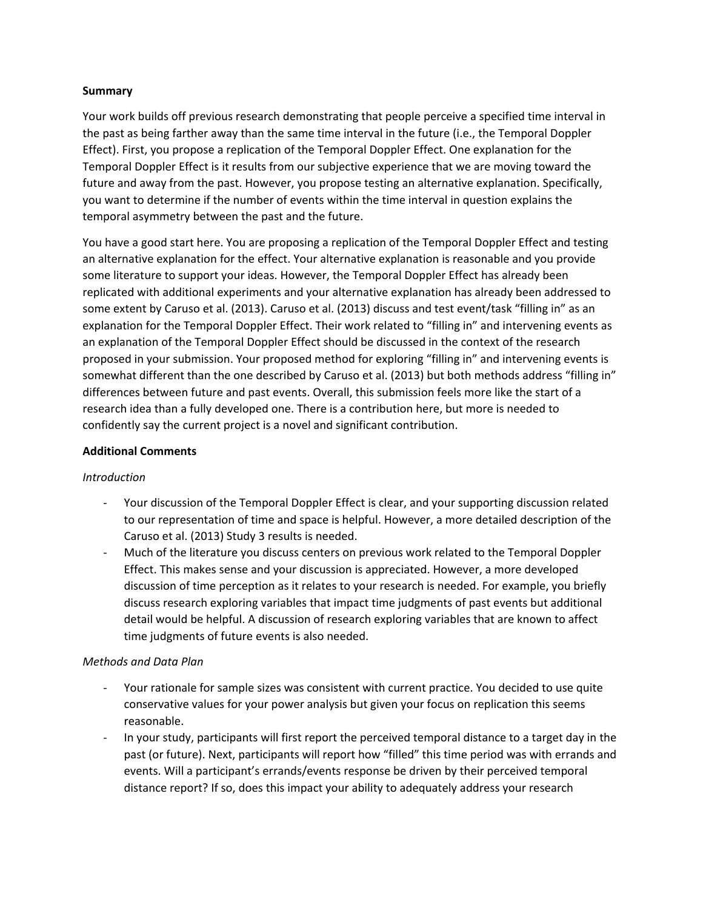**Summary**

Your work builds off previous research demonstrating that people perceive a specified time interval in the past as being farther away than the same time interval in the future (i.e., the Temporal Doppler Effect). First, you propose a replication of the Temporal Doppler Effect. One explanation for the Temporal Doppler Effect is it results from our subjective experience that we are moving toward the future and away from the past. However, you propose testing an alternative explanation. Specifically, you want to determine if the number of events within the time interval in question explains the temporal asymmetry between the past and the future.

You have a good start here. You are proposing a replication of the Temporal Doppler Effect and testing an alternative explanation for the effect. Your alternative explanation is reasonable and you provide some literature to support your ideas. However, the Temporal Doppler Effect has already been replicated with additional experiments and your alternative explanation has already been addressed to some extent by Caruso et al. (2013). Caruso et al. (2013) discuss and test event/task "filling in" as an explanation for the Temporal Doppler Effect. Their work related to "filling in" and intervening events as an explanation of the Temporal Doppler Effect should be discussed in the context of the research proposed in your submission. Your proposed method for exploring "filling in" and intervening events is somewhat different than the one described by Caruso et al. (2013) but both methods address "filling in" differences between future and past events. Overall, this submission feels more like the start of a research idea than a fully developed one. There is a contribution here, but more is needed to confidently say the current project is a novel and significant contribution.

**Additional Comments**

*Introduction*

- Your discussion of the Temporal Doppler Effect is clear, and your supporting discussion related to our representation of time and space is helpful. However, a more detailed description of the Caruso et al. (2013) Study 3 results is needed.
- Much of the literature you discuss centers on previous work related to the Temporal Doppler Effect. This makes sense and your discussion is appreciated. However, a more developed discussion of time perception as it relates to your research is needed. For example, you briefly discuss research exploring variables that impact time judgments of past events but additional detail would be helpful. A discussion of research exploring variables that are known to affect time judgments of future events is also needed.

*Methods and Data Plan*

- Your rationale for sample sizes was consistent with current practice. You decided to use quite conservative values for your power analysis but given your focus on replication this seems reasonable.
- In your study, participants will first report the perceived temporal distance to a target day in the past (or future). Next, participants will report how "filled" this time period was with errands and events. Will a participant's errands/events response be driven by their perceived temporal distance report? If so, does this impact your ability to adequately address your research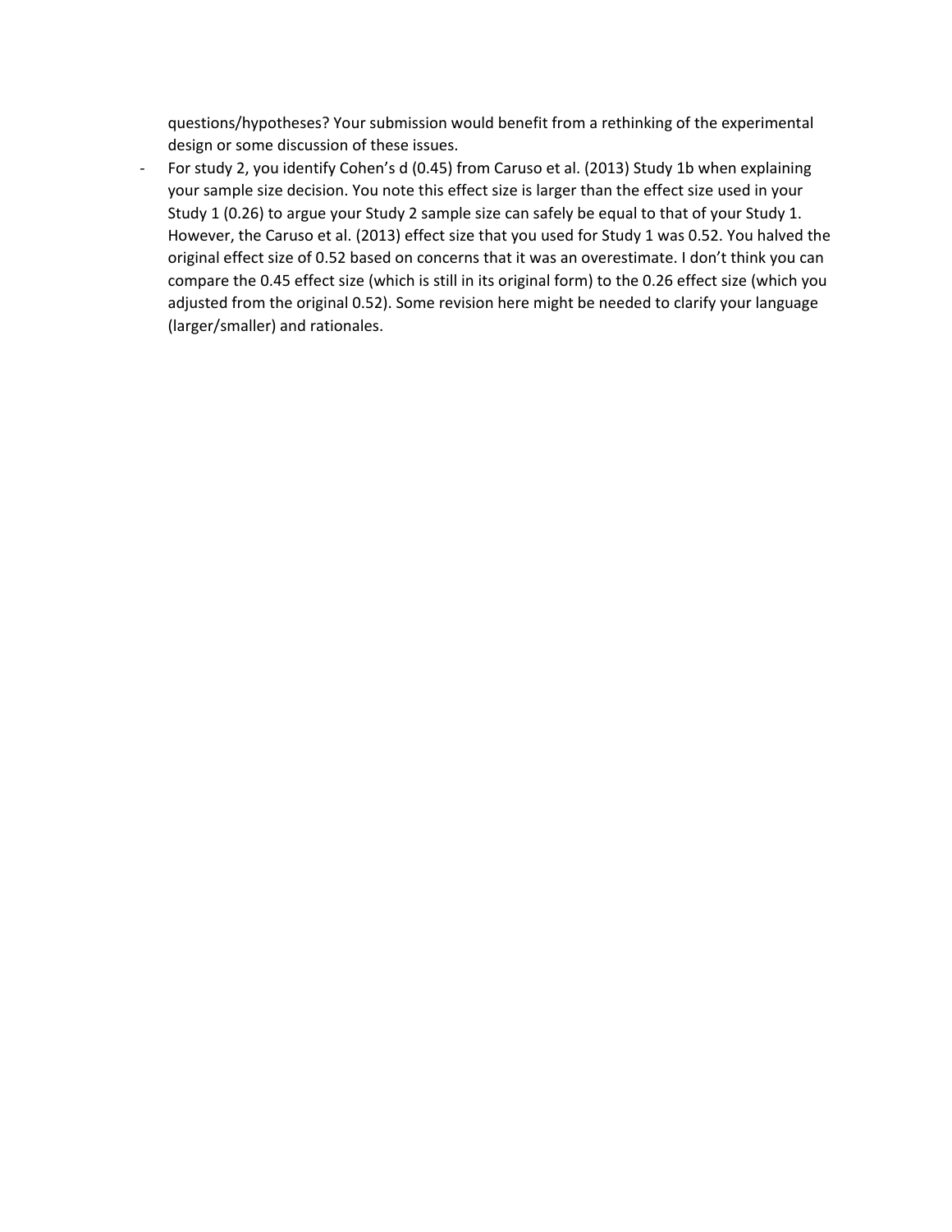questions/hypotheses? Your submission would benefit from a rethinking of the experimental design or some discussion of these issues.

- For study 2, you identify Cohen's d (0.45) from Caruso et al. (2013) Study 1b when explaining your sample size decision. You note this effect size is larger than the effect size used in your Study 1 (0.26) to argue your Study 2 sample size can safely be equal to that of your Study 1. However, the Caruso et al. (2013) effect size that you used for Study 1 was 0.52. You halved the original effect size of 0.52 based on concerns that it was an overestimate. I don't think you can compare the 0.45 effect size (which is still in its original form) to the 0.26 effect size (which you adjusted from the original 0.52). Some revision here might be needed to clarify your language (larger/smaller) and rationales.